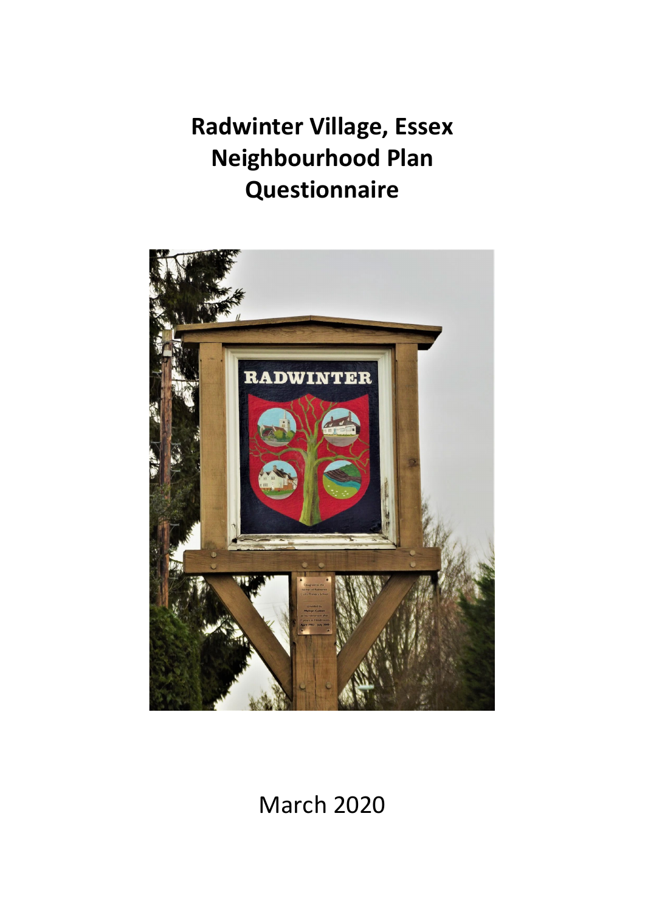# Radwinter Village, Essex
# Neighbourhood Plan
# Questionnaire

March 2020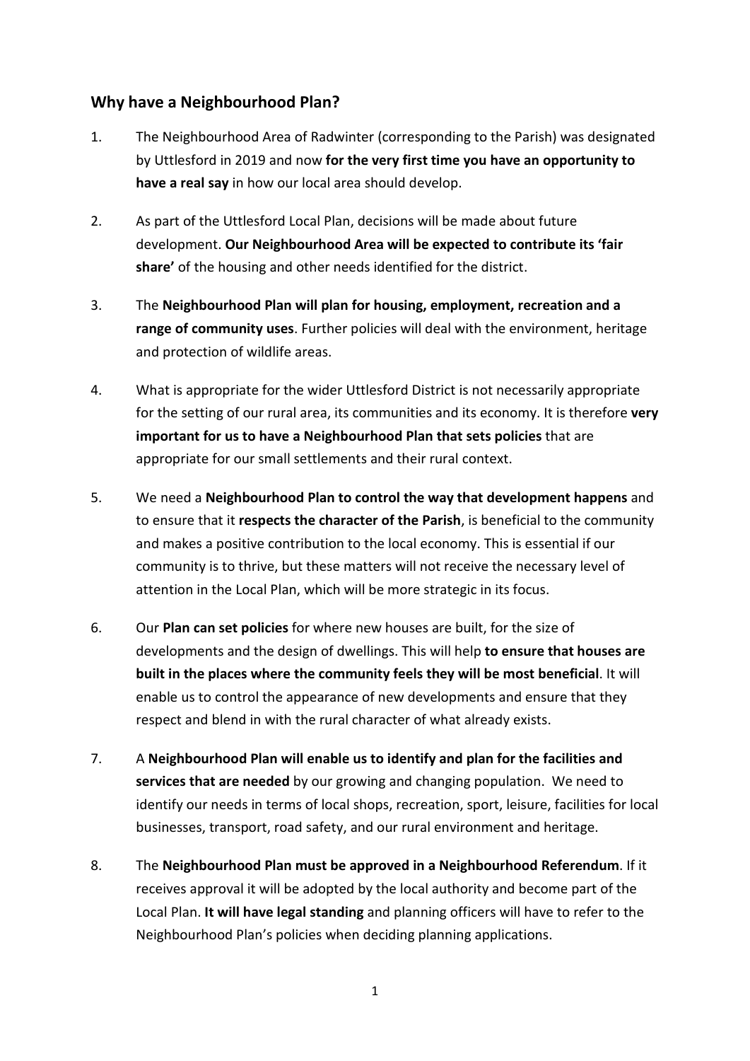## Why have a Neighbourhood Plan?

1. The Neighbourhood Area of Radwinter (corresponding to the Parish) was designated by Uttlesford in 2019 and now **for the very first time you have an opportunity to have a real say** in how our local area should develop.

2. As part of the Uttlesford Local Plan, decisions will be made about future development. **Our Neighbourhood Area will be expected to contribute its 'fair share'** of the housing and other needs identified for the district.

3. The **Neighbourhood Plan will plan for housing, employment, recreation and a range of community uses**. Further policies will deal with the environment, heritage and protection of wildlife areas.

4. What is appropriate for the wider Uttlesford District is not necessarily appropriate for the setting of our rural area, its communities and its economy. It is therefore **very important for us to have a Neighbourhood Plan that sets policies** that are appropriate for our small settlements and their rural context.

5. We need a **Neighbourhood Plan to control the way that development happens** and to ensure that it **respects the character of the Parish**, is beneficial to the community and makes a positive contribution to the local economy. This is essential if our community is to thrive, but these matters will not receive the necessary level of attention in the Local Plan, which will be more strategic in its focus.

6. Our **Plan can set policies** for where new houses are built, for the size of developments and the design of dwellings. This will help **to ensure that houses are built in the places where the community feels they will be most beneficial**. It will enable us to control the appearance of new developments and ensure that they respect and blend in with the rural character of what already exists.

7. A **Neighbourhood Plan will enable us to identify and plan for the facilities and services that are needed** by our growing and changing population. We need to identify our needs in terms of local shops, recreation, sport, leisure, facilities for local businesses, transport, road safety, and our rural environment and heritage.

8. The **Neighbourhood Plan must be approved in a Neighbourhood Referendum**. If it receives approval it will be adopted by the local authority and become part of the Local Plan. **It will have legal standing** and planning officers will have to refer to the Neighbourhood Plan's policies when deciding planning applications.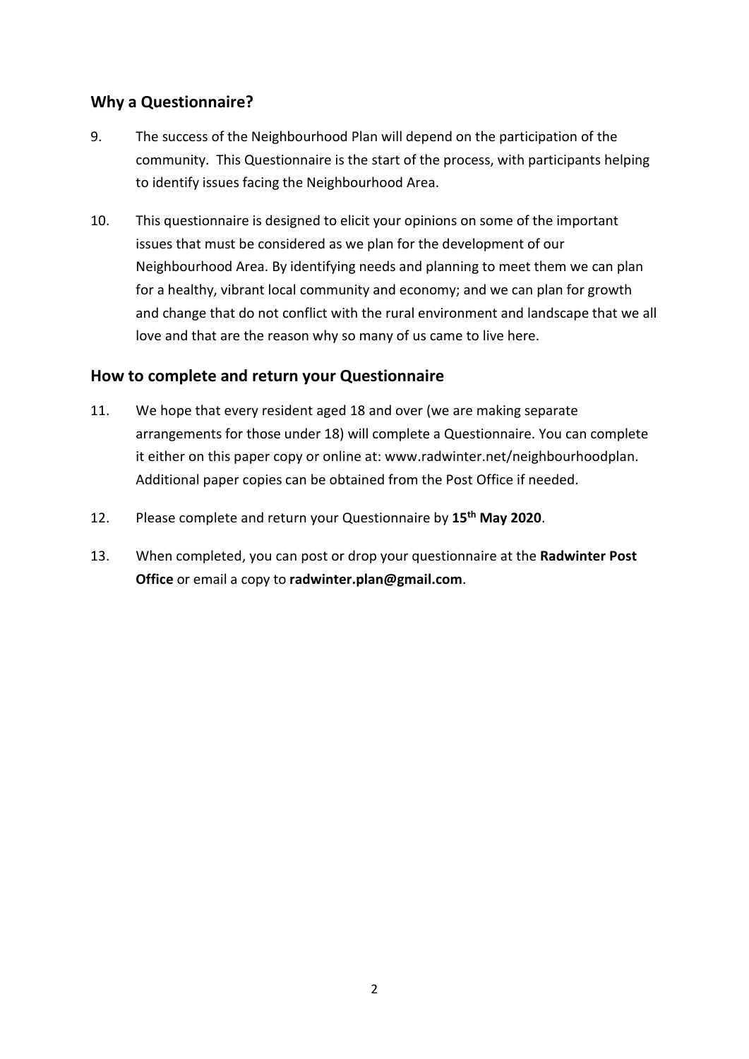## Why a Questionnaire?

9. The success of the Neighbourhood Plan will depend on the participation of the community. This Questionnaire is the start of the process, with participants helping to identify issues facing the Neighbourhood Area.

10. This questionnaire is designed to elicit your opinions on some of the important issues that must be considered as we plan for the development of our Neighbourhood Area. By identifying needs and planning to meet them we can plan for a healthy, vibrant local community and economy; and we can plan for growth and change that do not conflict with the rural environment and landscape that we all love and that are the reason why so many of us came to live here.

## How to complete and return your Questionnaire

11. We hope that every resident aged 18 and over (we are making separate arrangements for those under 18) will complete a Questionnaire. You can complete it either on this paper copy or online at: www.radwinter.net/neighbourhoodplan. Additional paper copies can be obtained from the Post Office if needed.

12. Please complete and return your Questionnaire by **15th May 2020**.

13. When completed, you can post or drop your questionnaire at the **Radwinter Post Office** or email a copy to **radwinter.plan@gmail.com**.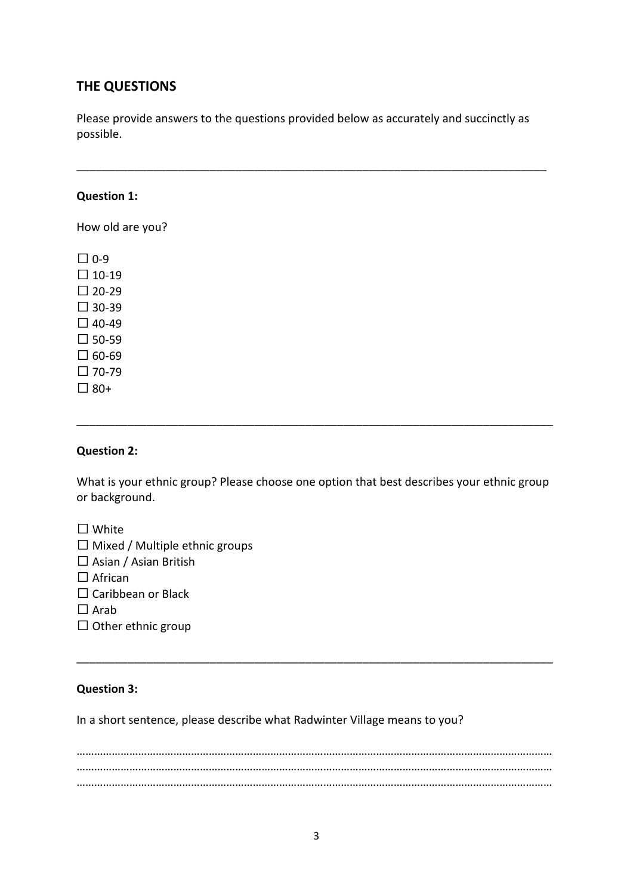## THE QUESTIONS

Please provide answers to the questions provided below as accurately and succinctly as possible.

---

**Question 1:**

How old are you?

☐ 0-9
☐ 10-19
☐ 20-29
☐ 30-39
☐ 40-49
☐ 50-59
☐ 60-69
☐ 70-79
☐ 80+

---

**Question 2:**

What is your ethnic group? Please choose one option that best describes your ethnic group or background.

☐ White
☐ Mixed / Multiple ethnic groups
☐ Asian / Asian British
☐ African
☐ Caribbean or Black
☐ Arab
☐ Other ethnic group

---

**Question 3:**

In a short sentence, please describe what Radwinter Village means to you?

…………………………………………………………………………………………………………………………………………
…………………………………………………………………………………………………………………………………………
…………………………………………………………………………………………………………………………………………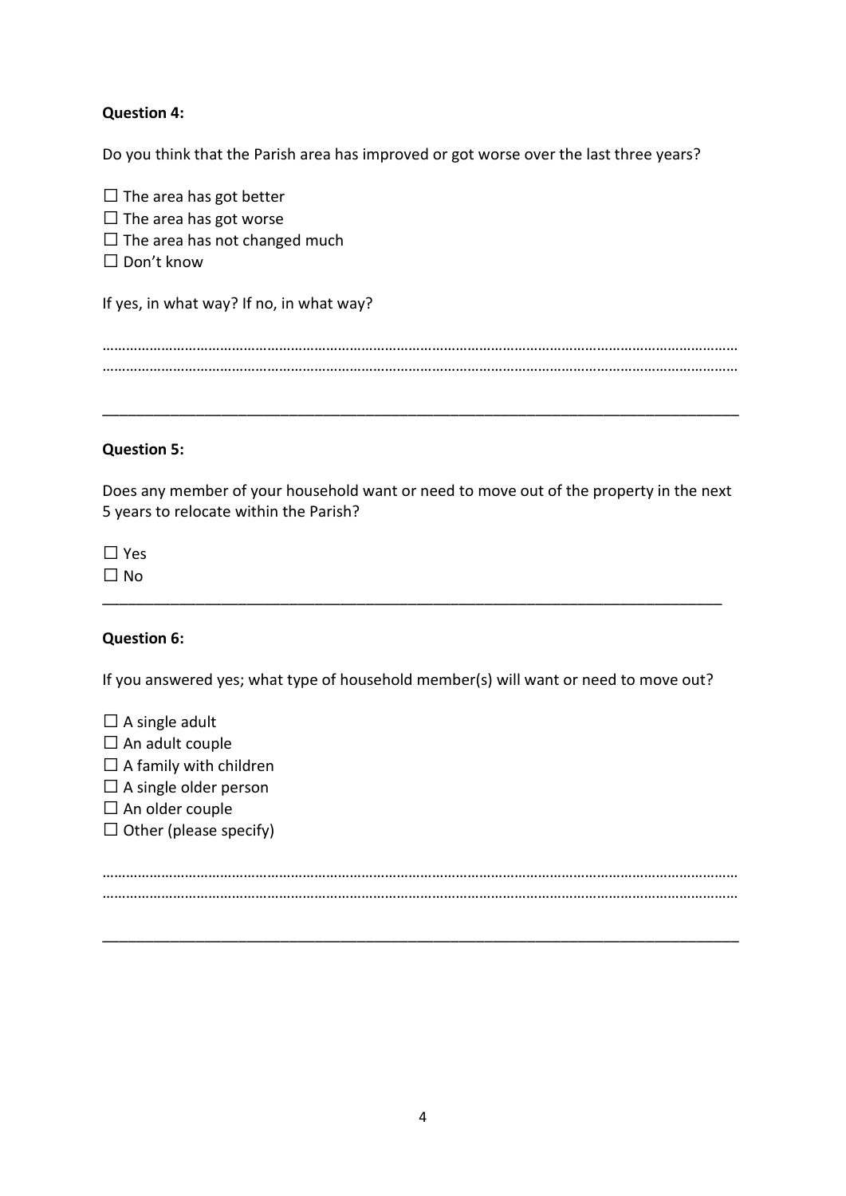**Question 4:**

Do you think that the Parish area has improved or got worse over the last three years?

☐ The area has got better
☐ The area has got worse
☐ The area has not changed much
☐ Don't know

If yes, in what way? If no, in what way?

…………………………………………………………………………………………………………………………………………………
…………………………………………………………………………………………………………………………………………………

---

**Question 5:**

Does any member of your household want or need to move out of the property in the next 5 years to relocate within the Parish?

☐ Yes
☐ No

---

**Question 6:**

If you answered yes; what type of household member(s) will want or need to move out?

☐ A single adult
☐ An adult couple
☐ A family with children
☐ A single older person
☐ An older couple
☐ Other (please specify)

…………………………………………………………………………………………………………………………………………………
…………………………………………………………………………………………………………………………………………………

---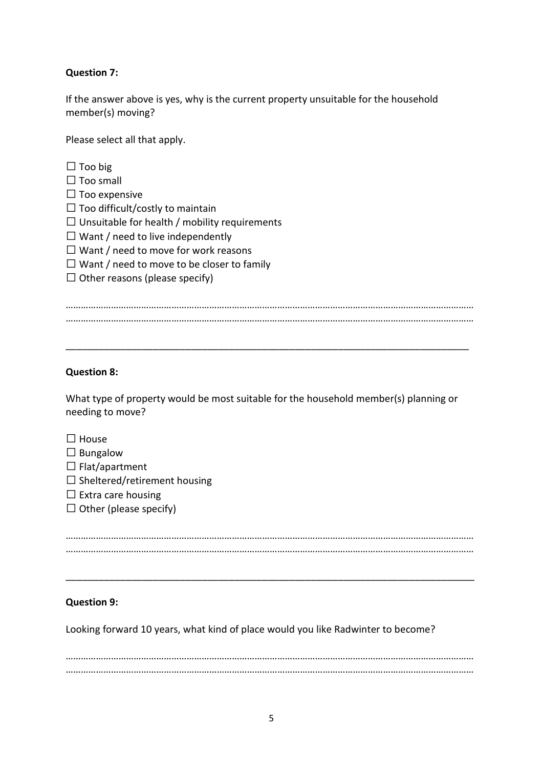**Question 7:**

If the answer above is yes, why is the current property unsuitable for the household member(s) moving?

Please select all that apply.

☐ Too big
☐ Too small
☐ Too expensive
☐ Too difficult/costly to maintain
☐ Unsuitable for health / mobility requirements
☐ Want / need to live independently
☐ Want / need to move for work reasons
☐ Want / need to move to be closer to family
☐ Other reasons (please specify)

…………………………………………………………………………………………………………………………………………
…………………………………………………………………………………………………………………………………………

---

**Question 8:**

What type of property would be most suitable for the household member(s) planning or needing to move?

☐ House
☐ Bungalow
☐ Flat/apartment
☐ Sheltered/retirement housing
☐ Extra care housing
☐ Other (please specify)

…………………………………………………………………………………………………………………………………………
…………………………………………………………………………………………………………………………………………

---

**Question 9:**

Looking forward 10 years, what kind of place would you like Radwinter to become?

…………………………………………………………………………………………………………………………………………
…………………………………………………………………………………………………………………………………………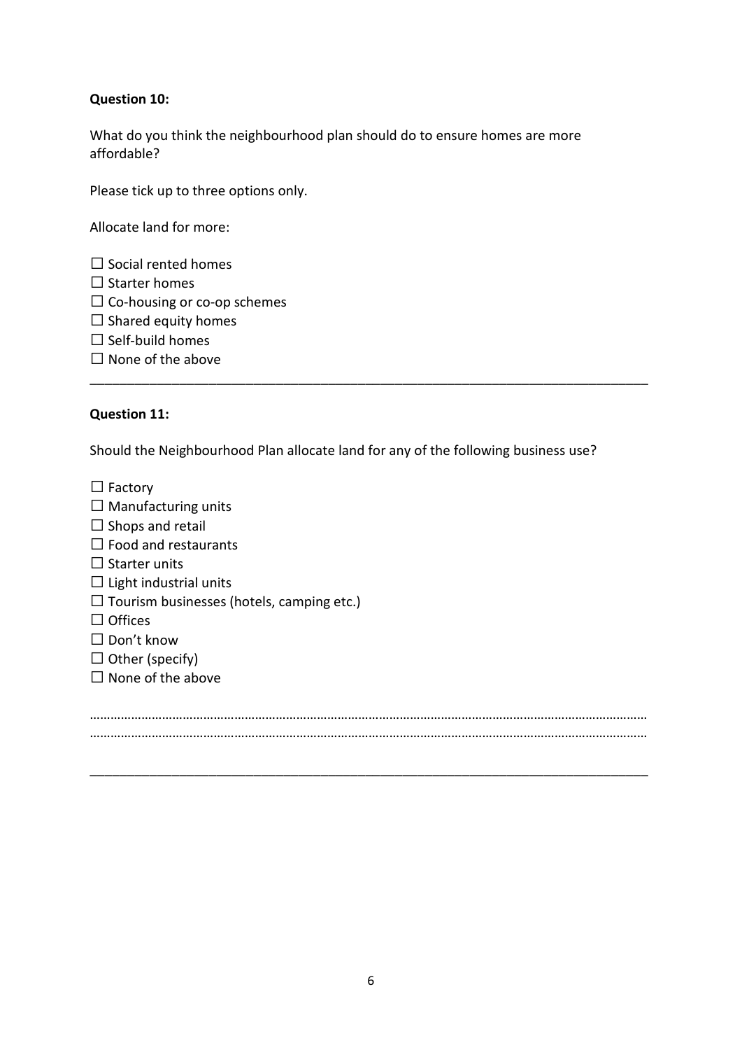**Question 10:**

What do you think the neighbourhood plan should do to ensure homes are more affordable?

Please tick up to three options only.

Allocate land for more:

☐ Social rented homes
☐ Starter homes
☐ Co-housing or co-op schemes
☐ Shared equity homes
☐ Self-build homes
☐ None of the above

---

**Question 11:**

Should the Neighbourhood Plan allocate land for any of the following business use?

☐ Factory
☐ Manufacturing units
☐ Shops and retail
☐ Food and restaurants
☐ Starter units
☐ Light industrial units
☐ Tourism businesses (hotels, camping etc.)
☐ Offices
☐ Don't know
☐ Other (specify)
☐ None of the above

…………………………………………………………………………………………………………………………………………………
…………………………………………………………………………………………………………………………………………………

---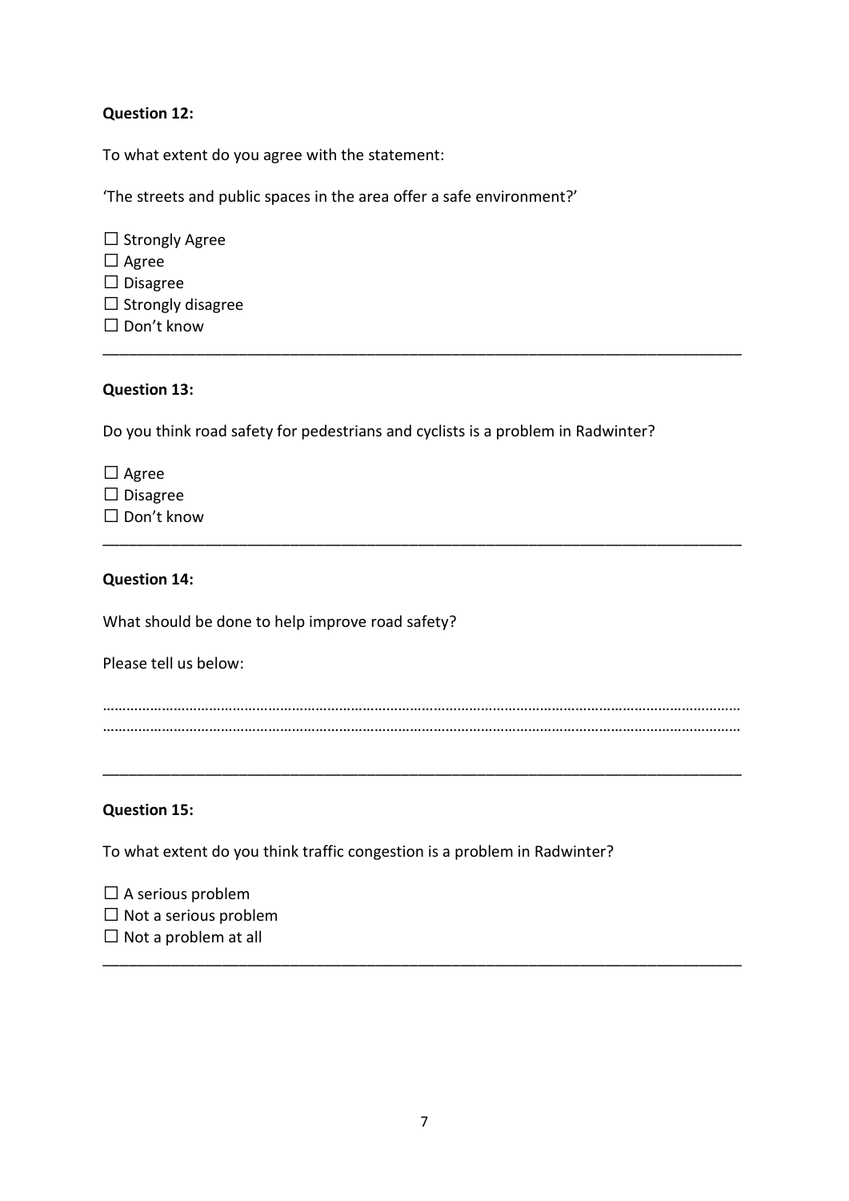**Question 12:**

To what extent do you agree with the statement:

'The streets and public spaces in the area offer a safe environment?'

☐ Strongly Agree
☐ Agree
☐ Disagree
☐ Strongly disagree
☐ Don't know

---

**Question 13:**

Do you think road safety for pedestrians and cyclists is a problem in Radwinter?

☐ Agree
☐ Disagree
☐ Don't know

---

**Question 14:**

What should be done to help improve road safety?

Please tell us below:

……………………………………………………………………………………………………………………………………………
……………………………………………………………………………………………………………………………………………

---

**Question 15:**

To what extent do you think traffic congestion is a problem in Radwinter?

☐ A serious problem
☐ Not a serious problem
☐ Not a problem at all

---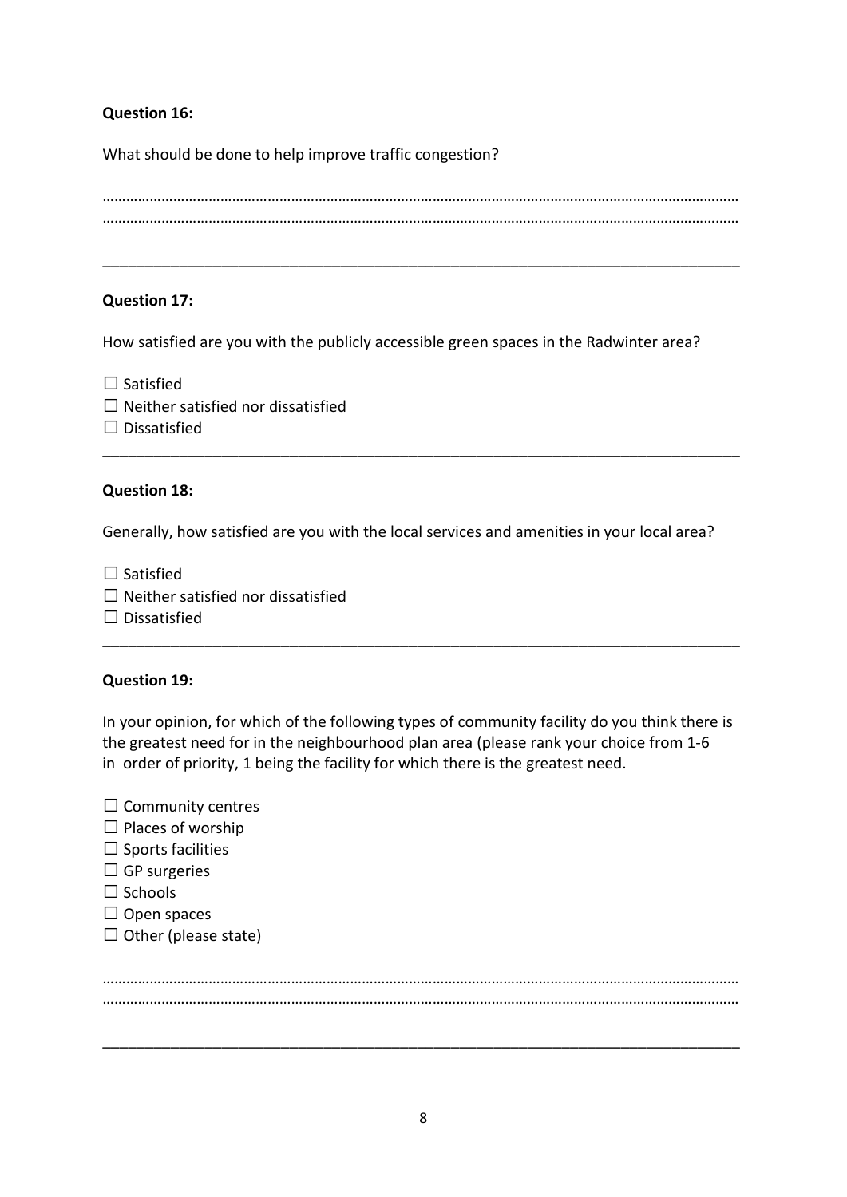**Question 16:**

What should be done to help improve traffic congestion?

……………………………………………………………………………………………………………………………………………
……………………………………………………………………………………………………………………………………………

---

**Question 17:**

How satisfied are you with the publicly accessible green spaces in the Radwinter area?

☐ Satisfied
☐ Neither satisfied nor dissatisfied
☐ Dissatisfied

---

**Question 18:**

Generally, how satisfied are you with the local services and amenities in your local area?

☐ Satisfied
☐ Neither satisfied nor dissatisfied
☐ Dissatisfied

---

**Question 19:**

In your opinion, for which of the following types of community facility do you think there is the greatest need for in the neighbourhood plan area (please rank your choice from 1-6 in order of priority, 1 being the facility for which there is the greatest need.

☐ Community centres
☐ Places of worship
☐ Sports facilities
☐ GP surgeries
☐ Schools
☐ Open spaces
☐ Other (please state)

……………………………………………………………………………………………………………………………………………
……………………………………………………………………………………………………………………………………………

---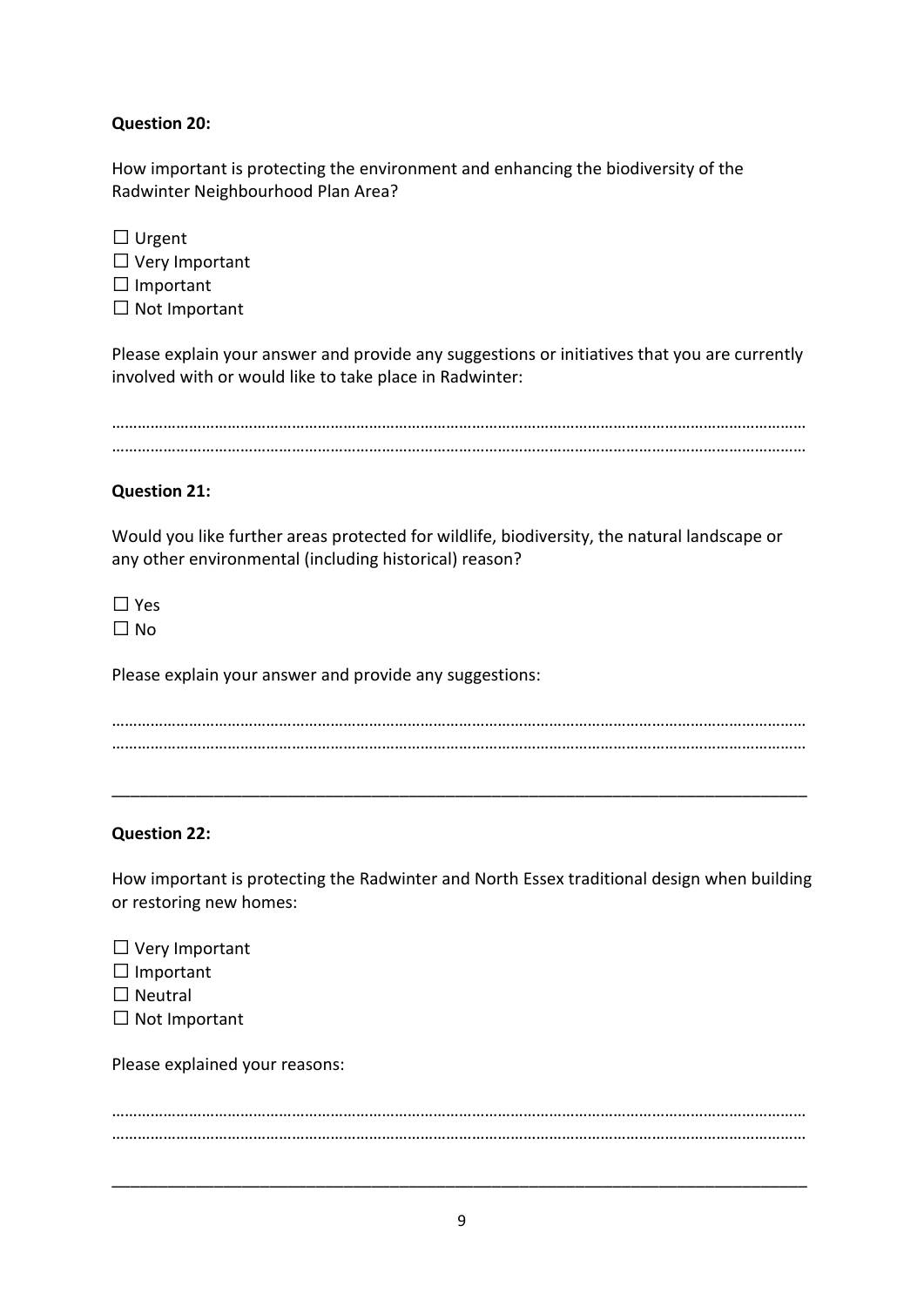**Question 20:**

How important is protecting the environment and enhancing the biodiversity of the Radwinter Neighbourhood Plan Area?

☐ Urgent
☐ Very Important
☐ Important
☐ Not Important

Please explain your answer and provide any suggestions or initiatives that you are currently involved with or would like to take place in Radwinter:

……………………………………………………………………………………………………………………………………………
……………………………………………………………………………………………………………………………………………

**Question 21:**

Would you like further areas protected for wildlife, biodiversity, the natural landscape or any other environmental (including historical) reason?

☐ Yes
☐ No

Please explain your answer and provide any suggestions:

……………………………………………………………………………………………………………………………………………
……………………………………………………………………………………………………………………………………………

---

**Question 22:**

How important is protecting the Radwinter and North Essex traditional design when building or restoring new homes:

☐ Very Important
☐ Important
☐ Neutral
☐ Not Important

Please explained your reasons:

……………………………………………………………………………………………………………………………………………
……………………………………………………………………………………………………………………………………………

---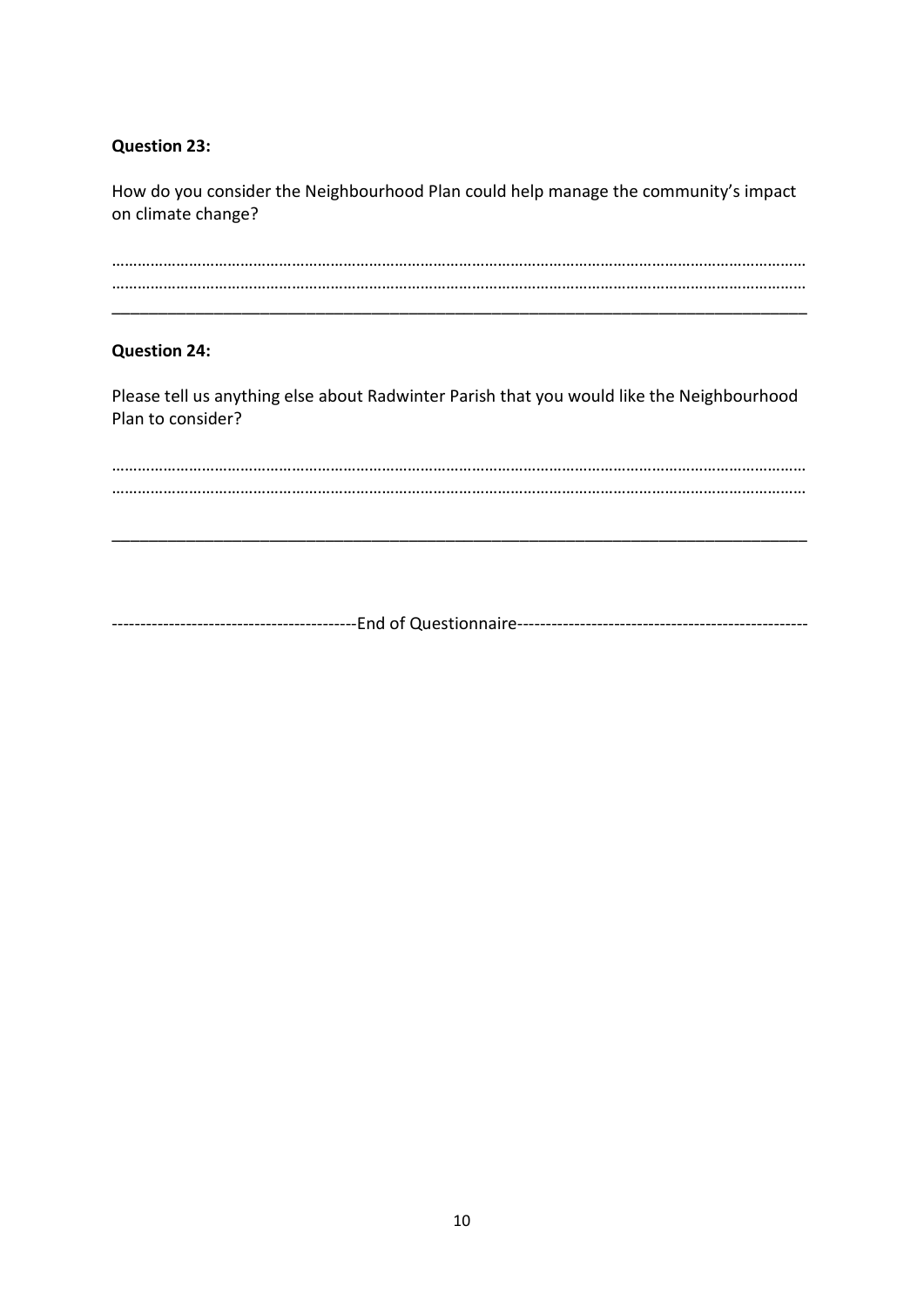**Question 23:**

How do you consider the Neighbourhood Plan could help manage the community's impact on climate change?

……………………………………………………………………………………………………………………………………………
……………………………………………………………………………………………………………………………………………
_______________________________________________________________________________

**Question 24:**

Please tell us anything else about Radwinter Parish that you would like the Neighbourhood Plan to consider?

……………………………………………………………………………………………………………………………………………
……………………………………………………………………………………………………………………………………………

_______________________________________________________________________________

------------------------------------------End of Questionnaire--------------------------------------------------